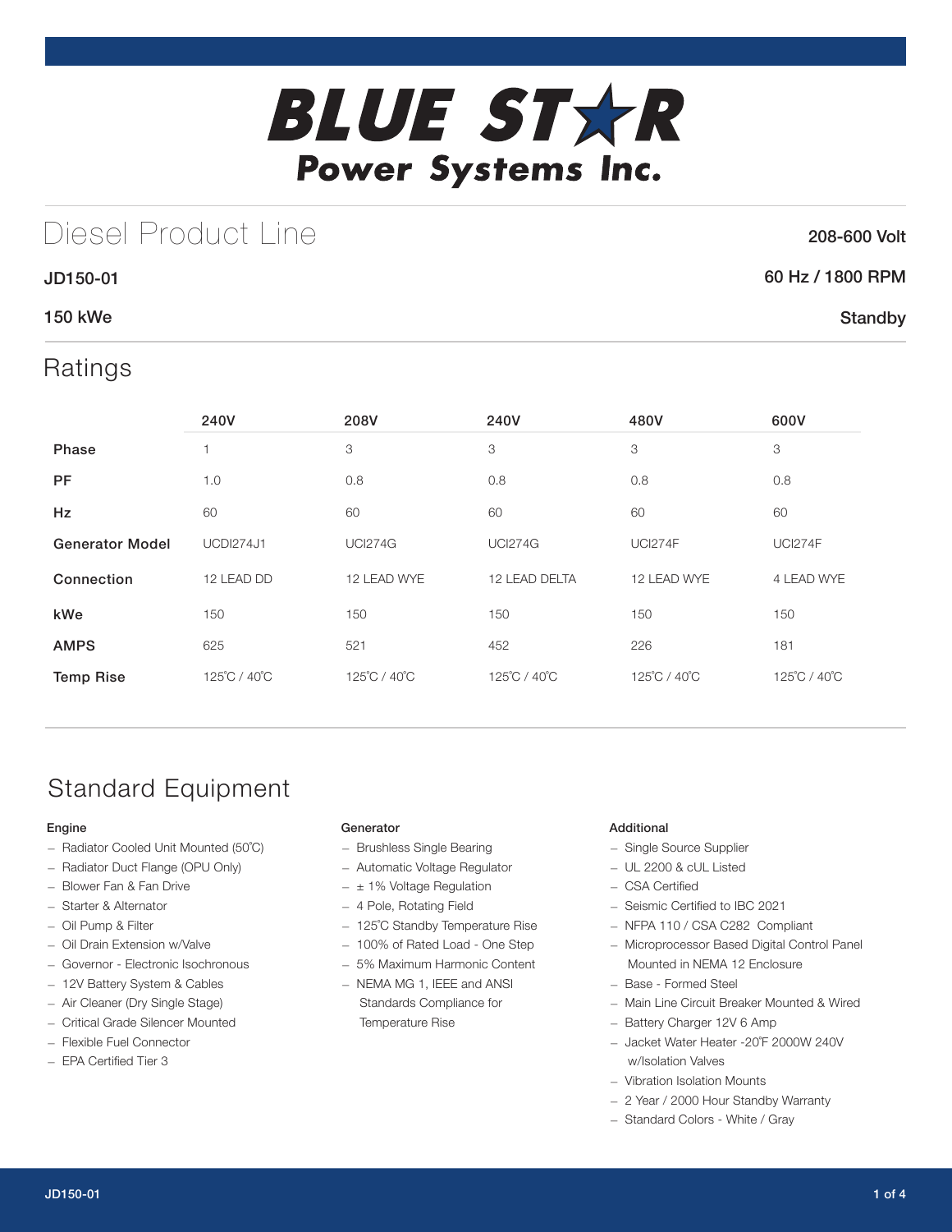# BLUE STAR Power Systems Inc.

## Diesel Product Line

**208-600 Volt**

**JD150-01**

**60 Hz / 1800 RPM**

**150 kWe**

**Standby**

## Ratings

| | 240V | 208V | 240V | 480V | 600V |
|---|---|---|---|---|---|
| **Phase** | 1 | 3 | 3 | 3 | 3 |
| **PF** | 1.0 | 0.8 | 0.8 | 0.8 | 0.8 |
| **Hz** | 60 | 60 | 60 | 60 | 60 |
| **Generator Model** | UCDI274J1 | UCI274G | UCI274G | UCI274F | UCI274F |
| **Connection** | 12 LEAD DD | 12 LEAD WYE | 12 LEAD DELTA | 12 LEAD WYE | 4 LEAD WYE |
| **kWe** | 150 | 150 | 150 | 150 | 150 |
| **AMPS** | 625 | 521 | 452 | 226 | 181 |
| **Temp Rise** | 125˚C / 40˚C | 125˚C / 40˚C | 125˚C / 40˚C | 125˚C / 40˚C | 125˚C / 40˚C |

## Standard Equipment

### Engine

- Radiator Cooled Unit Mounted (50˚C)
- Radiator Duct Flange (OPU Only)
- Blower Fan & Fan Drive
- Starter & Alternator
- Oil Pump & Filter
- Oil Drain Extension w/Valve
- Governor - Electronic Isochronous
- 12V Battery System & Cables
- Air Cleaner (Dry Single Stage)
- Critical Grade Silencer Mounted
- Flexible Fuel Connector
- EPA Certified Tier 3

### Generator

- Brushless Single Bearing
- Automatic Voltage Regulator
- ± 1% Voltage Regulation
- 4 Pole, Rotating Field
- 125˚C Standby Temperature Rise
- 100% of Rated Load - One Step
- 5% Maximum Harmonic Content
- NEMA MG 1, IEEE and ANSI Standards Compliance for Temperature Rise

### Additional

- Single Source Supplier
- UL 2200 & cUL Listed
- CSA Certified
- Seismic Certified to IBC 2021
- NFPA 110 / CSA C282 Compliant
- Microprocessor Based Digital Control Panel Mounted in NEMA 12 Enclosure
- Base - Formed Steel
- Main Line Circuit Breaker Mounted & Wired
- Battery Charger 12V 6 Amp
- Jacket Water Heater -20˚F 2000W 240V w/Isolation Valves
- Vibration Isolation Mounts
- 2 Year / 2000 Hour Standby Warranty
- Standard Colors - White / Gray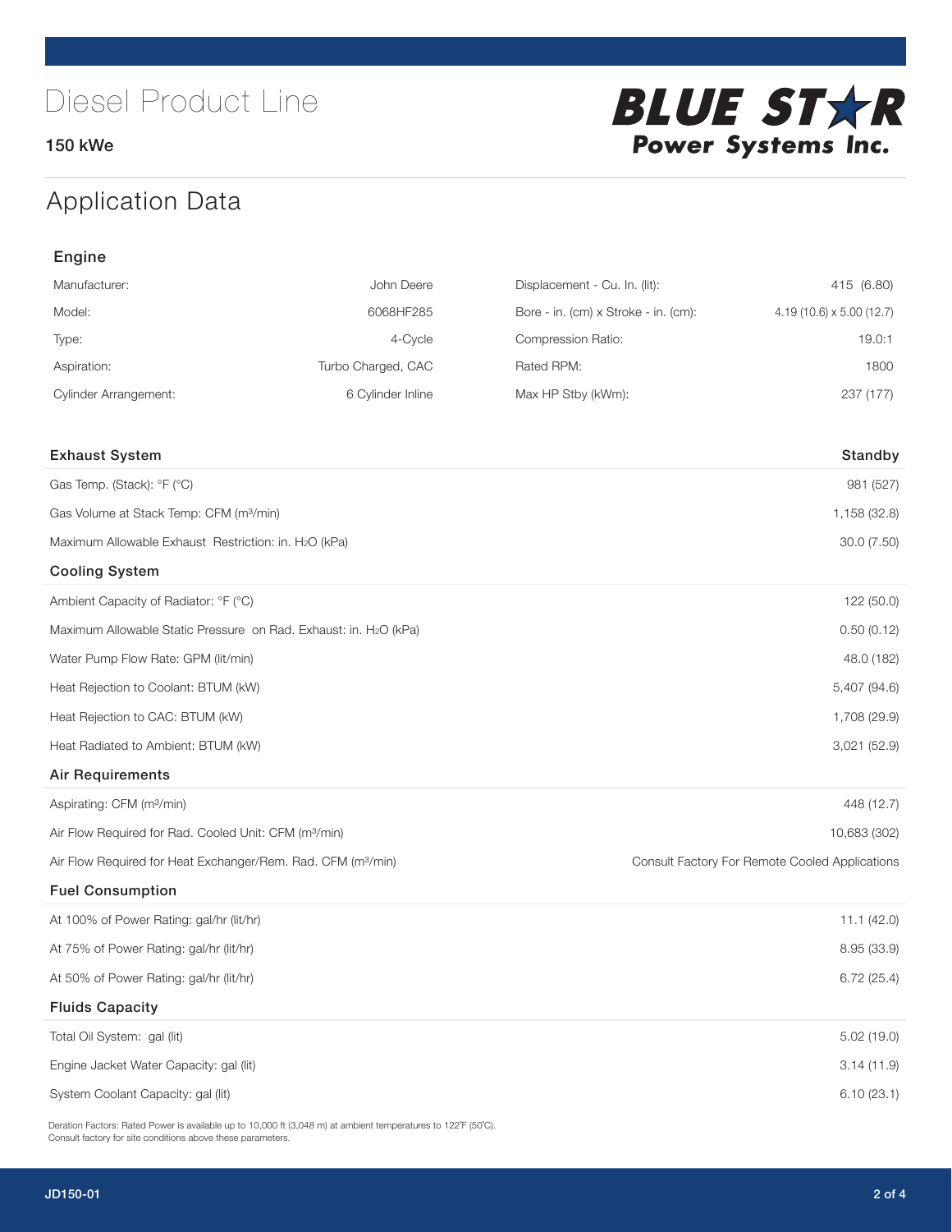# Diesel Product Line

150 kWe

## Application Data

### Engine

| | | | |
|---|---|---|---|
| Manufacturer: | John Deere | Displacement - Cu. In. (lit): | 415 (6.80) |
| Model: | 6068HF285 | Bore - in. (cm) x Stroke - in. (cm): | 4.19 (10.6) x 5.00 (12.7) |
| Type: | 4-Cycle | Compression Ratio: | 19.0:1 |
| Aspiration: | Turbo Charged, CAC | Rated RPM: | 1800 |
| Cylinder Arrangement: | 6 Cylinder Inline | Max HP Stby (kWm): | 237 (177) |

| Exhaust System | Standby |
|---|---|
| Gas Temp. (Stack): °F (°C) | 981 (527) |
| Gas Volume at Stack Temp: CFM (m³/min) | 1,158 (32.8) |
| Maximum Allowable Exhaust Restriction: in. $H_2O$ (kPa) | 30.0 (7.50) |
| **Cooling System** | |
| Ambient Capacity of Radiator: °F (°C) | 122 (50.0) |
| Maximum Allowable Static Pressure on Rad. Exhaust: in. $H_2O$ (kPa) | 0.50 (0.12) |
| Water Pump Flow Rate: GPM (lit/min) | 48.0 (182) |
| Heat Rejection to Coolant: BTUM (kW) | 5,407 (94.6) |
| Heat Rejection to CAC: BTUM (kW) | 1,708 (29.9) |
| Heat Radiated to Ambient: BTUM (kW) | 3,021 (52.9) |
| **Air Requirements** | |
| Aspirating: CFM (m³/min) | 448 (12.7) |
| Air Flow Required for Rad. Cooled Unit: CFM (m³/min) | 10,683 (302) |
| Air Flow Required for Heat Exchanger/Rem. Rad. CFM (m³/min) | Consult Factory For Remote Cooled Applications |
| **Fuel Consumption** | |
| At 100% of Power Rating: gal/hr (lit/hr) | 11.1 (42.0) |
| At 75% of Power Rating: gal/hr (lit/hr) | 8.95 (33.9) |
| At 50% of Power Rating: gal/hr (lit/hr) | 6.72 (25.4) |
| **Fluids Capacity** | |
| Total Oil System: gal (lit) | 5.02 (19.0) |
| Engine Jacket Water Capacity: gal (lit) | 3.14 (11.9) |
| System Coolant Capacity: gal (lit) | 6.10 (23.1) |

Deration Factors: Rated Power is available up to 10,000 ft (3,048 m) at ambient temperatures to 122°F (50°C).
Consult factory for site conditions above these parameters.

JD150-01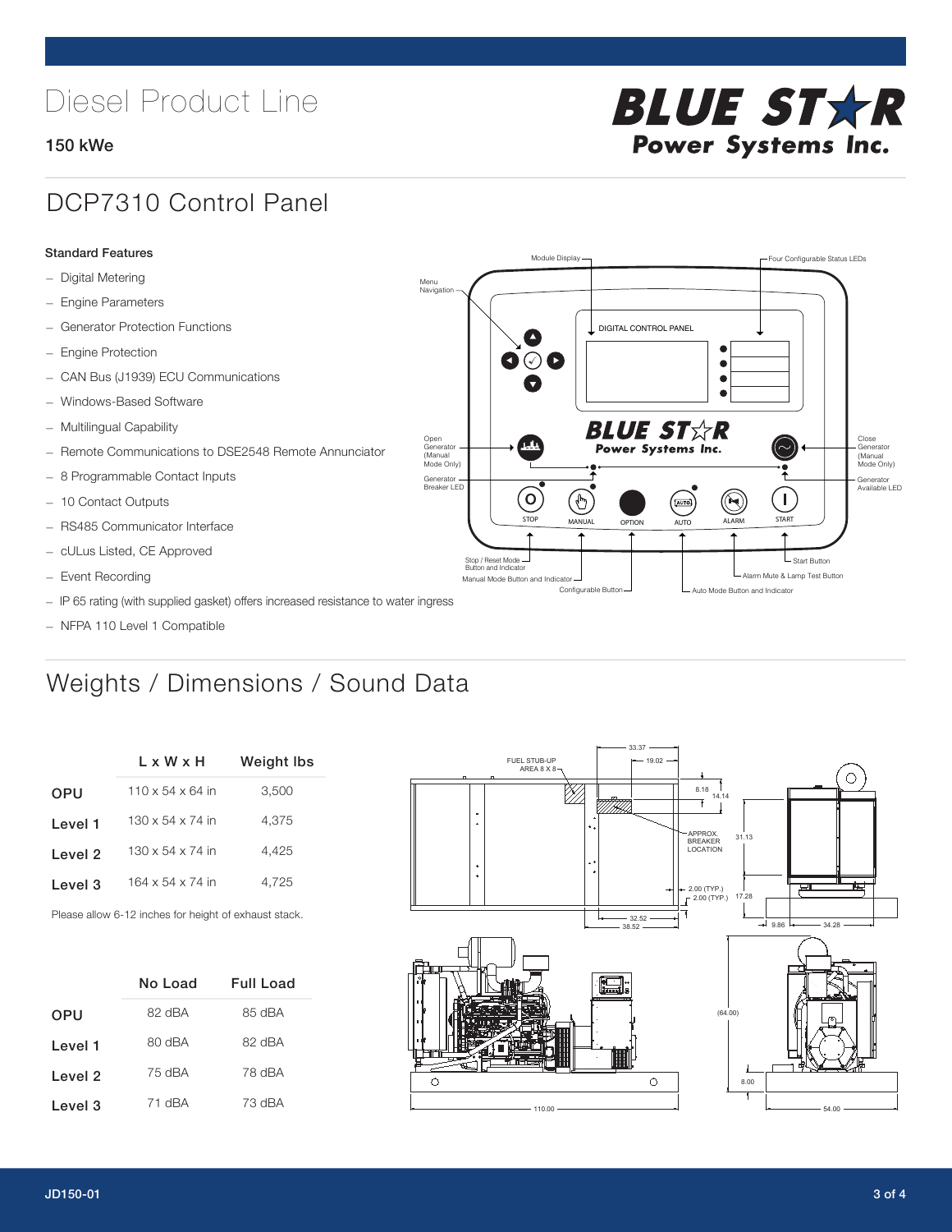# Diesel Product Line

**150 kWe**

## DCP7310 Control Panel

### Standard Features

- Digital Metering
- Engine Parameters
- Generator Protection Functions
- Engine Protection
- CAN Bus (J1939) ECU Communications
- Windows-Based Software
- Multilingual Capability
- Remote Communications to DSE2548 Remote Annunciator
- 8 Programmable Contact Inputs
- 10 Contact Outputs
- RS485 Communicator Interface
- cULus Listed, CE Approved
- Event Recording
- IP 65 rating (with supplied gasket) offers increased resistance to water ingress
- NFPA 110 Level 1 Compatible

## Weights / Dimensions / Sound Data

| | L x W x H | Weight lbs |
|---|---|---|
| OPU | 110 x 54 x 64 in | 3,500 |
| Level 1 | 130 x 54 x 74 in | 4,375 |
| Level 2 | 130 x 54 x 74 in | 4,425 |
| Level 3 | 164 x 54 x 74 in | 4,725 |

Please allow 6-12 inches for height of exhaust stack.

| | No Load | Full Load |
|---|---|---|
| OPU | 82 dBA | 85 dBA |
| Level 1 | 80 dBA | 82 dBA |
| Level 2 | 75 dBA | 78 dBA |
| Level 3 | 71 dBA | 73 dBA |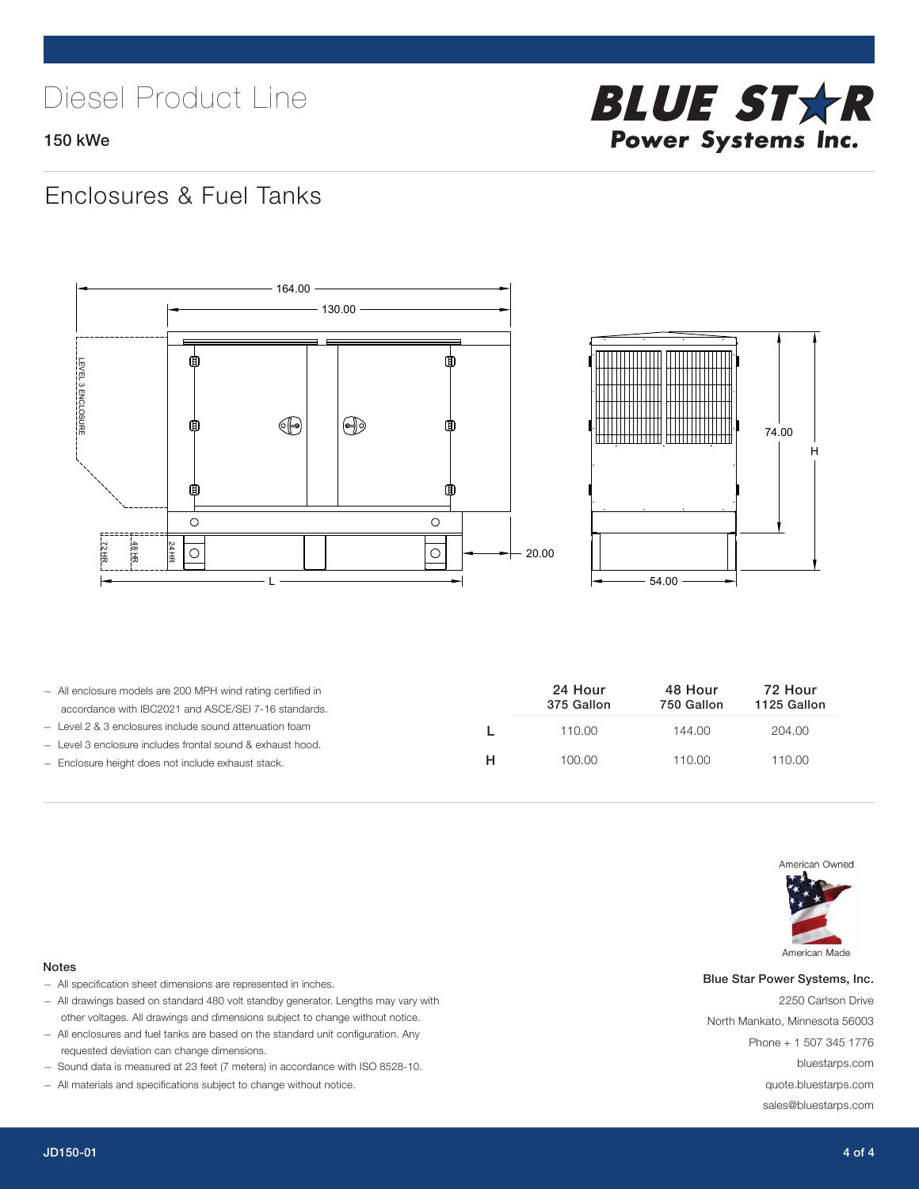# Diesel Product Line

150 kWe

## Enclosures & Fuel Tanks

164.00

130.00

LEVEL 3 ENCLOSURE

72 HR

48 HR

24 HR

20.00

L

74.00

H

54.00

- All enclosure models are 200 MPH wind rating certified in accordance with IBC2021 and ASCE/SEI 7-16 standards.
- Level 2 & 3 enclosures include sound attenuation foam
- Level 3 enclosure includes frontal sound & exhaust hood.
- Enclosure height does not include exhaust stack.

| | 24 Hour 375 Gallon | 48 Hour 750 Gallon | 72 Hour 1125 Gallon |
|---|---|---|---|
| L | 110.00 | 144.00 | 204.00 |
| H | 100.00 | 110.00 | 110.00 |

American Owned

American Made

### Notes

- All specification sheet dimensions are represented in inches.
- All drawings based on standard 480 volt standby generator. Lengths may vary with other voltages. All drawings and dimensions subject to change without notice.
- All enclosures and fuel tanks are based on the standard unit configuration. Any requested deviation can change dimensions.
- Sound data is measured at 23 feet (7 meters) in accordance with ISO 8528-10.
- All materials and specifications subject to change without notice.

**Blue Star Power Systems, Inc.**

2250 Carlson Drive

North Mankato, Minnesota 56003

Phone + 1 507 345 1776

bluestarps.com

quote.bluestarps.com

sales@bluestarps.com

JD150-01